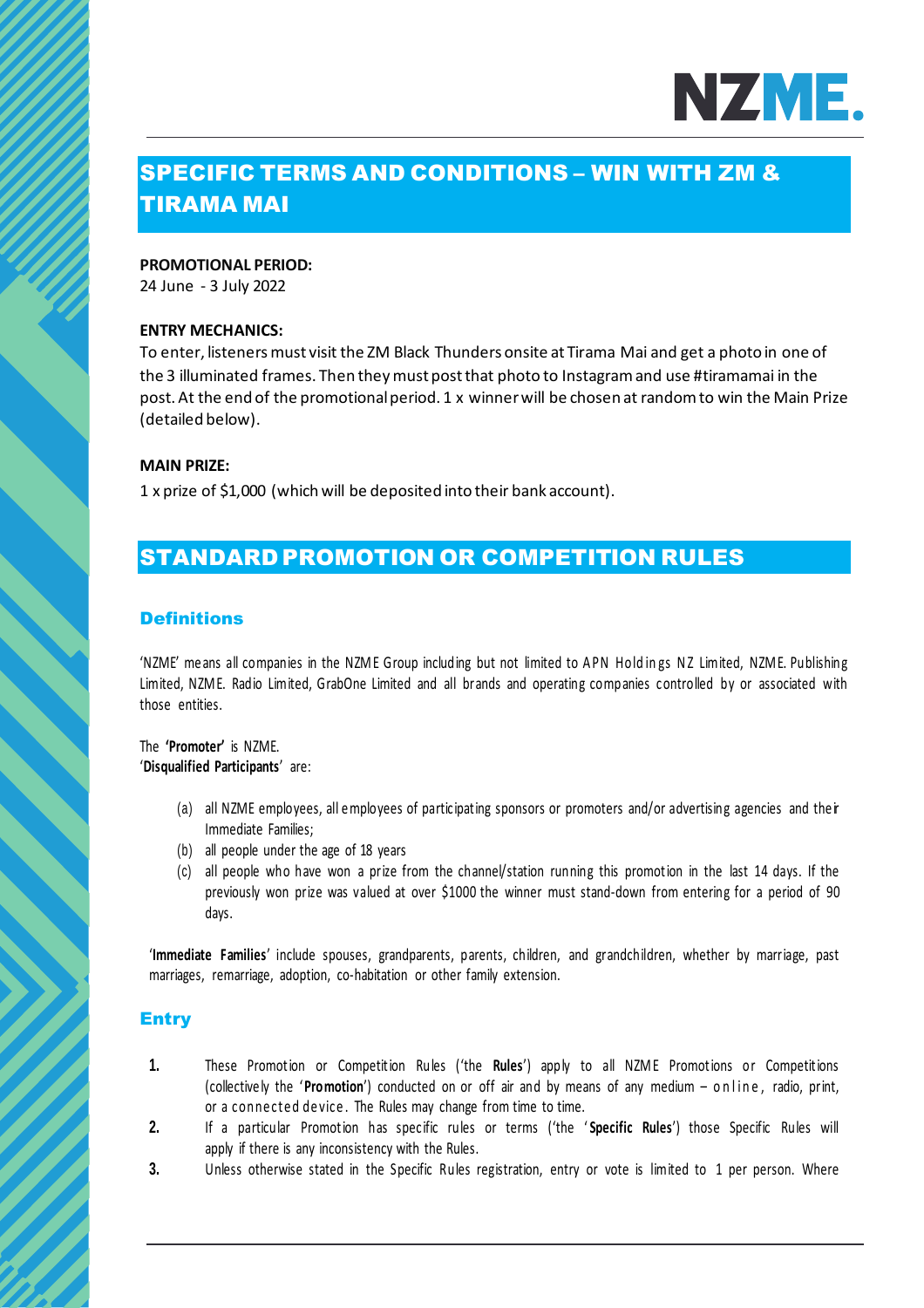NZME.

# SPECIFIC TERMS AND CONDITIONS – WIN WITH ZM & TIRAMA MAI

**PROMOTIONAL PERIOD:**
24 June - 3 July 2022

**ENTRY MECHANICS:**
To enter, listeners must visit the ZM Black Thunders onsite at Tirama Mai and get a photo in one of the 3 illuminated frames. Then they must post that photo to Instagram and use #tiramamai in the post. At the end of the promotional period. 1 x winner will be chosen at random to win the Main Prize (detailed below).

**MAIN PRIZE:**
1 x prize of $1,000 (which will be deposited into their bank account).

# STANDARD PROMOTION OR COMPETITION RULES

## Definitions

'NZME' means all companies in the NZME Group including but not limited to APN Holdings NZ Limited, NZME. Publishing Limited, NZME. Radio Limited, GrabOne Limited and all brands and operating companies controlled by or associated with those entities.

The **'Promoter'** is NZME.
'**Disqualified Participants**' are:

(a) all NZME employees, all employees of participating sponsors or promoters and/or advertising agencies and their Immediate Families;
(b) all people under the age of 18 years
(c) all people who have won a prize from the channel/station running this promotion in the last 14 days. If the previously won prize was valued at over $1000 the winner must stand-down from entering for a period of 90 days.

'**Immediate Families**' include spouses, grandparents, parents, children, and grandchildren, whether by marriage, past marriages, remarriage, adoption, co-habitation or other family extension.

## Entry

1. These Promotion or Competition Rules ('the **Rules**') apply to all NZME Promotions or Competitions (collectively the '**Promotion**') conducted on or off air and by means of any medium – online, radio, print, or a connected device. The Rules may change from time to time.
2. If a particular Promotion has specific rules or terms ('the '**Specific Rules**') those Specific Rules will apply if there is any inconsistency with the Rules.
3. Unless otherwise stated in the Specific Rules registration, entry or vote is limited to 1 per person. Where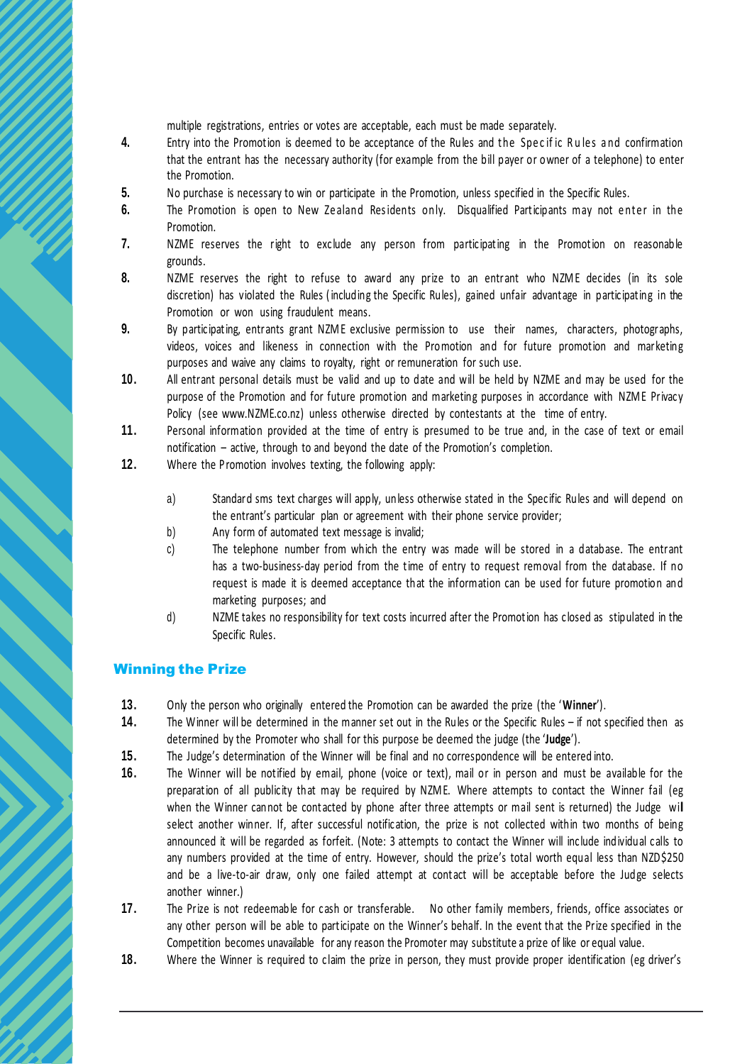multiple registrations, entries or votes are acceptable, each must be made separately.

4. Entry into the Promotion is deemed to be acceptance of the Rules and the Specific Rules and confirmation that the entrant has the necessary authority (for example from the bill payer or owner of a telephone) to enter the Promotion.
5. No purchase is necessary to win or participate in the Promotion, unless specified in the Specific Rules.
6. The Promotion is open to New Zealand Residents only. Disqualified Participants may not enter in the Promotion.
7. NZME reserves the right to exclude any person from participating in the Promotion on reasonable grounds.
8. NZME reserves the right to refuse to award any prize to an entrant who NZME decides (in its sole discretion) has violated the Rules (including the Specific Rules), gained unfair advantage in participating in the Promotion or won using fraudulent means.
9. By participating, entrants grant NZME exclusive permission to use their names, characters, photographs, videos, voices and likeness in connection with the Promotion and for future promotion and marketing purposes and waive any claims to royalty, right or remuneration for such use.
10. All entrant personal details must be valid and up to date and will be held by NZME and may be used for the purpose of the Promotion and for future promotion and marketing purposes in accordance with NZME Privacy Policy (see www.NZME.co.nz) unless otherwise directed by contestants at the time of entry.
11. Personal information provided at the time of entry is presumed to be true and, in the case of text or email notification – active, through to and beyond the date of the Promotion's completion.
12. Where the Promotion involves texting, the following apply:

    a) Standard sms text charges will apply, unless otherwise stated in the Specific Rules and will depend on the entrant's particular plan or agreement with their phone service provider;

    b) Any form of automated text message is invalid;

    c) The telephone number from which the entry was made will be stored in a database. The entrant has a two-business-day period from the time of entry to request removal from the database. If no request is made it is deemed acceptance that the information can be used for future promotion and marketing purposes; and

    d) NZME takes no responsibility for text costs incurred after the Promotion has closed as stipulated in the Specific Rules.

## Winning the Prize

13. Only the person who originally entered the Promotion can be awarded the prize (the '**Winner**').
14. The Winner will be determined in the manner set out in the Rules or the Specific Rules – if not specified then as determined by the Promoter who shall for this purpose be deemed the judge (the '**Judge**').
15. The Judge's determination of the Winner will be final and no correspondence will be entered into.
16. The Winner will be notified by email, phone (voice or text), mail or in person and must be available for the preparation of all publicity that may be required by NZME. Where attempts to contact the Winner fail (eg when the Winner cannot be contacted by phone after three attempts or mail sent is returned) the Judge will select another winner. If, after successful notification, the prize is not collected within two months of being announced it will be regarded as forfeit. (Note: 3 attempts to contact the Winner will include individual calls to any numbers provided at the time of entry. However, should the prize's total worth equal less than NZD$250 and be a live-to-air draw, only one failed attempt at contact will be acceptable before the Judge selects another winner.)
17. The Prize is not redeemable for cash or transferable. No other family members, friends, office associates or any other person will be able to participate on the Winner's behalf. In the event that the Prize specified in the Competition becomes unavailable for any reason the Promoter may substitute a prize of like or equal value.
18. Where the Winner is required to claim the prize in person, they must provide proper identification (eg driver's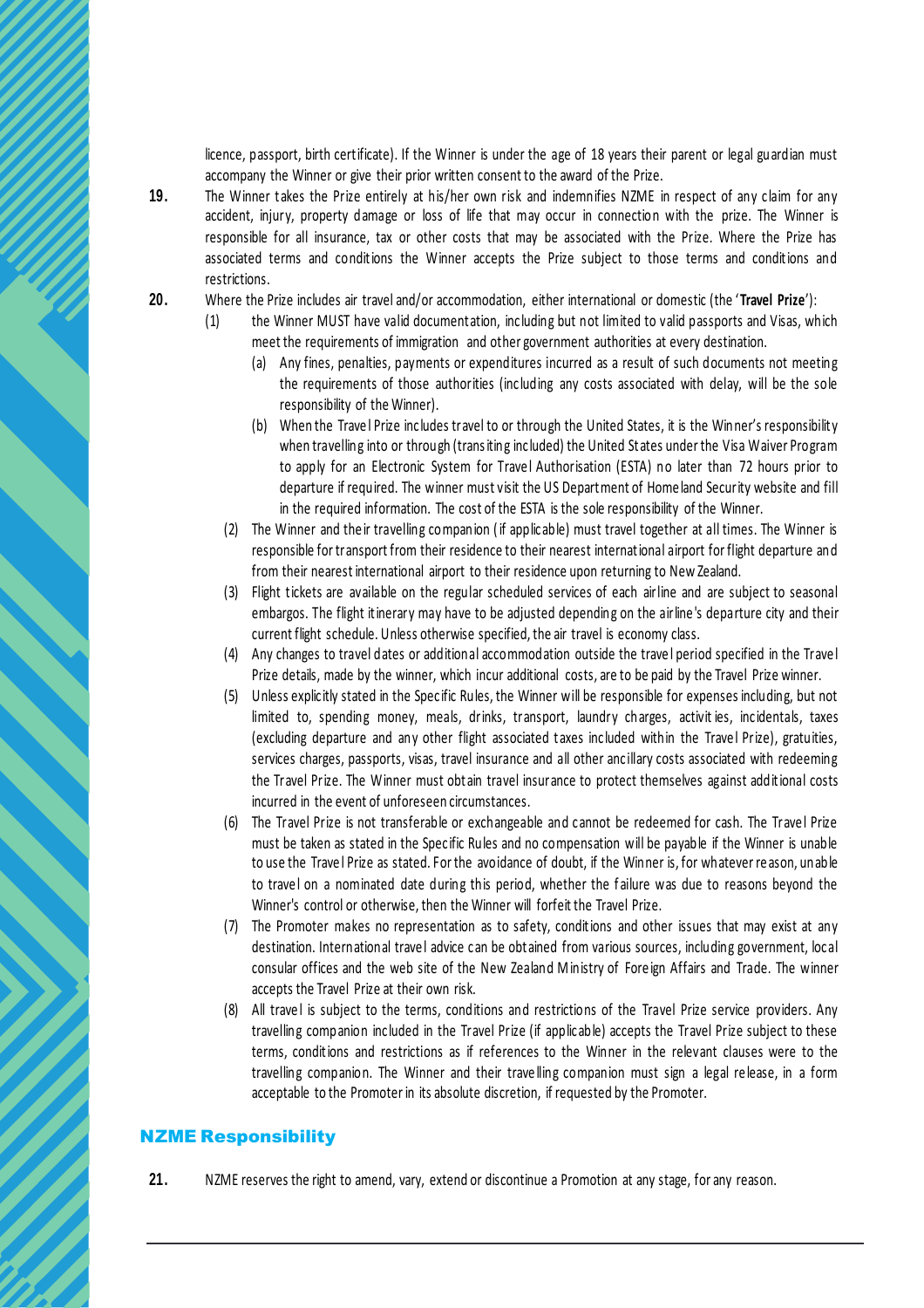licence, passport, birth certificate). If the Winner is under the age of 18 years their parent or legal guardian must accompany the Winner or give their prior written consent to the award of the Prize.

**19.** The Winner takes the Prize entirely at his/her own risk and indemnifies NZME in respect of any claim for any accident, injury, property damage or loss of life that may occur in connection with the prize. The Winner is responsible for all insurance, tax or other costs that may be associated with the Prize. Where the Prize has associated terms and conditions the Winner accepts the Prize subject to those terms and conditions and restrictions.

**20.** Where the Prize includes air travel and/or accommodation, either international or domestic (the '**Travel Prize**'):

(1) the Winner MUST have valid documentation, including but not limited to valid passports and Visas, which meet the requirements of immigration and other government authorities at every destination.

  (a) Any fines, penalties, payments or expenditures incurred as a result of such documents not meeting the requirements of those authorities (including any costs associated with delay, will be the sole responsibility of the Winner).

  (b) When the Travel Prize includes travel to or through the United States, it is the Winner's responsibility when travelling into or through (transiting included) the United States under the Visa Waiver Program to apply for an Electronic System for Travel Authorisation (ESTA) no later than 72 hours prior to departure if required. The winner must visit the US Department of Homeland Security website and fill in the required information. The cost of the ESTA is the sole responsibility of the Winner.

(2) The Winner and their travelling companion (if applicable) must travel together at all times. The Winner is responsible for transport from their residence to their nearest international airport for flight departure and from their nearest international airport to their residence upon returning to New Zealand.

(3) Flight tickets are available on the regular scheduled services of each airline and are subject to seasonal embargos. The flight itinerary may have to be adjusted depending on the airline's departure city and their current flight schedule. Unless otherwise specified, the air travel is economy class.

(4) Any changes to travel dates or additional accommodation outside the travel period specified in the Travel Prize details, made by the winner, which incur additional costs, are to be paid by the Travel Prize winner.

(5) Unless explicitly stated in the Specific Rules, the Winner will be responsible for expenses including, but not limited to, spending money, meals, drinks, transport, laundry charges, activities, incidentals, taxes (excluding departure and any other flight associated taxes included within the Travel Prize), gratuities, services charges, passports, visas, travel insurance and all other ancillary costs associated with redeeming the Travel Prize. The Winner must obtain travel insurance to protect themselves against additional costs incurred in the event of unforeseen circumstances.

(6) The Travel Prize is not transferable or exchangeable and cannot be redeemed for cash. The Travel Prize must be taken as stated in the Specific Rules and no compensation will be payable if the Winner is unable to use the Travel Prize as stated. For the avoidance of doubt, if the Winner is, for whatever reason, unable to travel on a nominated date during this period, whether the failure was due to reasons beyond the Winner's control or otherwise, then the Winner will forfeit the Travel Prize.

(7) The Promoter makes no representation as to safety, conditions and other issues that may exist at any destination. International travel advice can be obtained from various sources, including government, local consular offices and the web site of the New Zealand Ministry of Foreign Affairs and Trade. The winner accepts the Travel Prize at their own risk.

(8) All travel is subject to the terms, conditions and restrictions of the Travel Prize service providers. Any travelling companion included in the Travel Prize (if applicable) accepts the Travel Prize subject to these terms, conditions and restrictions as if references to the Winner in the relevant clauses were to the travelling companion. The Winner and their travelling companion must sign a legal release, in a form acceptable to the Promoter in its absolute discretion, if requested by the Promoter.

## NZME Responsibility

**21.** NZME reserves the right to amend, vary, extend or discontinue a Promotion at any stage, for any reason.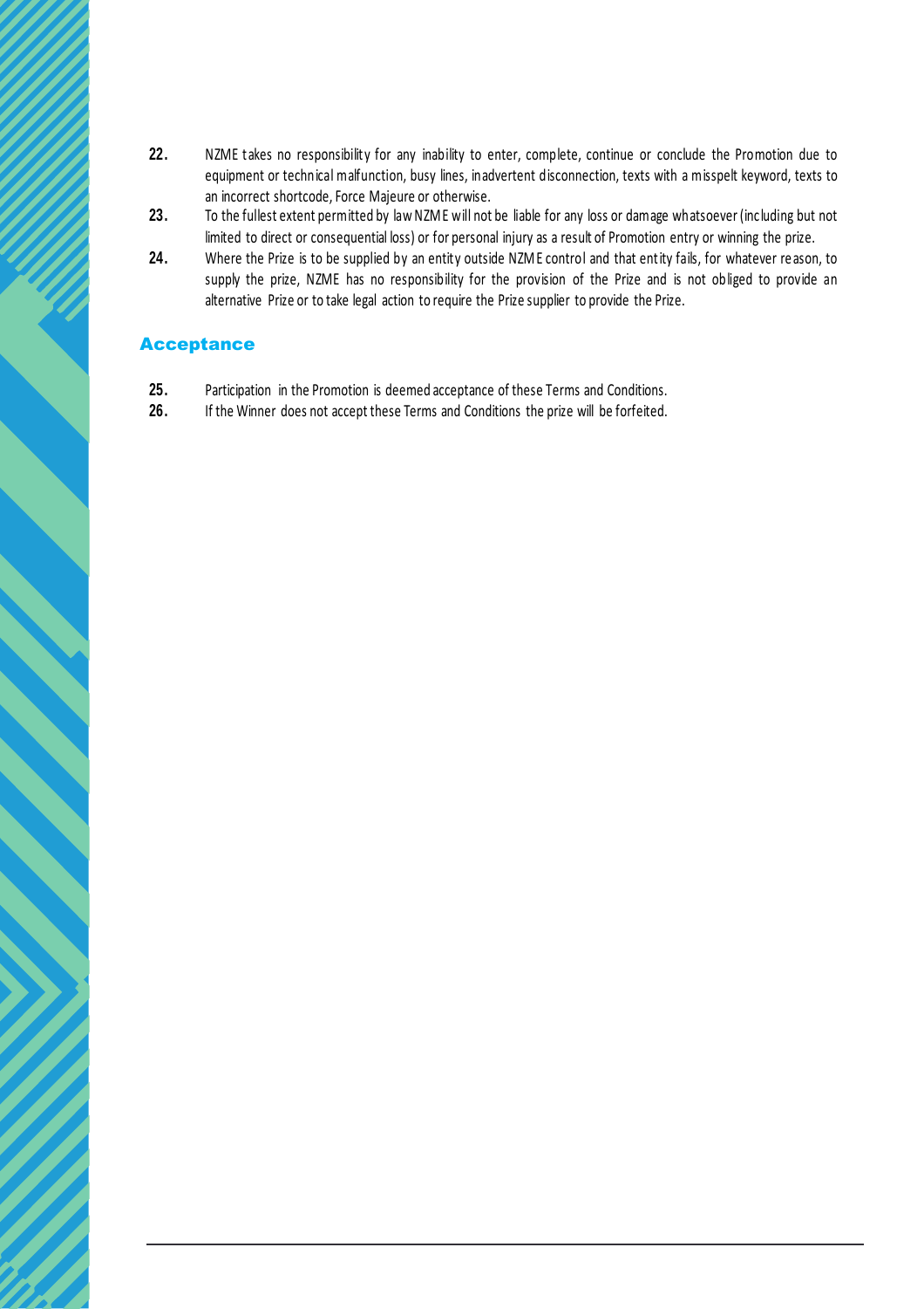22. NZME takes no responsibility for any inability to enter, complete, continue or conclude the Promotion due to equipment or technical malfunction, busy lines, inadvertent disconnection, texts with a misspelt keyword, texts to an incorrect shortcode, Force Majeure or otherwise.
23. To the fullest extent permitted by law NZME will not be liable for any loss or damage whatsoever (including but not limited to direct or consequential loss) or for personal injury as a result of Promotion entry or winning the prize.
24. Where the Prize is to be supplied by an entity outside NZME control and that entity fails, for whatever reason, to supply the prize, NZME has no responsibility for the provision of the Prize and is not obliged to provide an alternative Prize or to take legal action to require the Prize supplier to provide the Prize.

## Acceptance

25. Participation in the Promotion is deemed acceptance of these Terms and Conditions.
26. If the Winner does not accept these Terms and Conditions the prize will be forfeited.